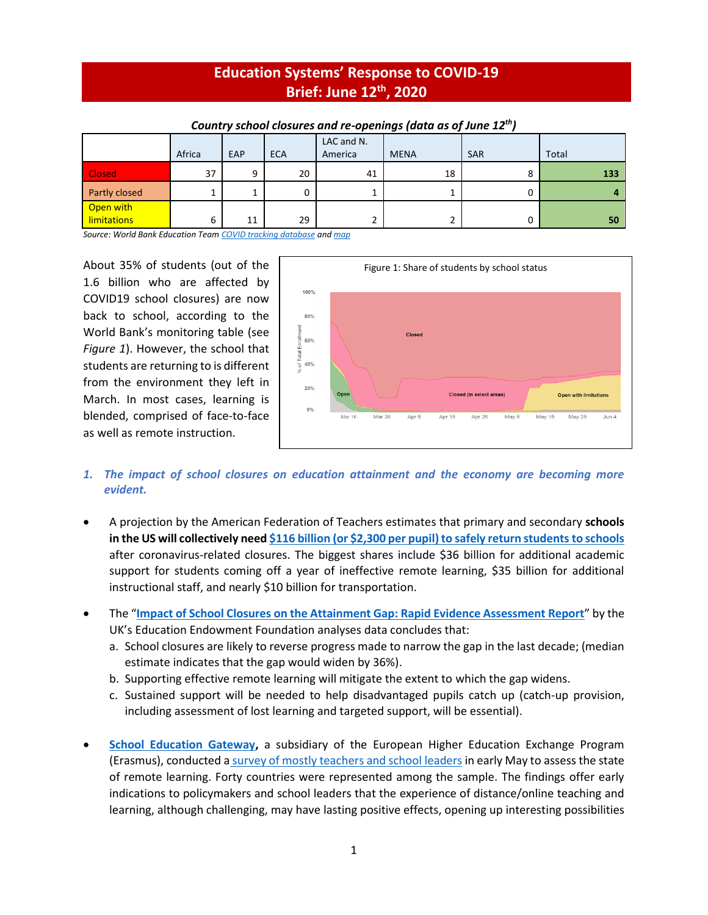# Education Systems' Response to COVID-19
## Brief: June 12th, 2020

*Country school closures and re-openings (data as of June 12th)*

| | Africa | EAP | ECA | LAC and N. America | MENA | SAR | Total |
|---|---|---|---|---|---|---|---|
| Closed | 37 | 9 | 20 | 41 | 18 | 8 | **133** |
| Partly closed | 1 | 1 | 0 | 1 | 1 | 0 | **4** |
| Open with limitations | 6 | 11 | 29 | 2 | 2 | 0 | **50** |

*Source: World Bank Education Team COVID tracking database and map*

About 35% of students (out of the 1.6 billion who are affected by COVID19 school closures) are now back to school, according to the World Bank's monitoring table (see *Figure 1*). However, the school that students are returning to is different from the environment they left in March. In most cases, learning is blended, comprised of face-to-face as well as remote instruction.

Figure 1: Share of students by school status

1. ***The impact of school closures on education attainment and the economy are becoming more evident.***

- A projection by the American Federation of Teachers estimates that primary and secondary **schools in the US will collectively need [$116 billion (or $2,300 per pupil) to safely return students to schools]** after coronavirus-related closures. The biggest shares include $36 billion for additional academic support for students coming off a year of ineffective remote learning, $35 billion for additional instructional staff, and nearly $10 billion for transportation.

- The "**Impact of School Closures on the Attainment Gap: Rapid Evidence Assessment Report**" by the UK's Education Endowment Foundation analyses data concludes that:
  a. School closures are likely to reverse progress made to narrow the gap in the last decade; (median estimate indicates that the gap would widen by 36%).
  b. Supporting effective remote learning will mitigate the extent to which the gap widens.
  c. Sustained support will be needed to help disadvantaged pupils catch up (catch-up provision, including assessment of lost learning and targeted support, will be essential).

- **School Education Gateway**, a subsidiary of the European Higher Education Exchange Program (Erasmus), conducted a survey of mostly teachers and school leaders in early May to assess the state of remote learning. Forty countries were represented among the sample. The findings offer early indications to policymakers and school leaders that the experience of distance/online teaching and learning, although challenging, may have lasting positive effects, opening up interesting possibilities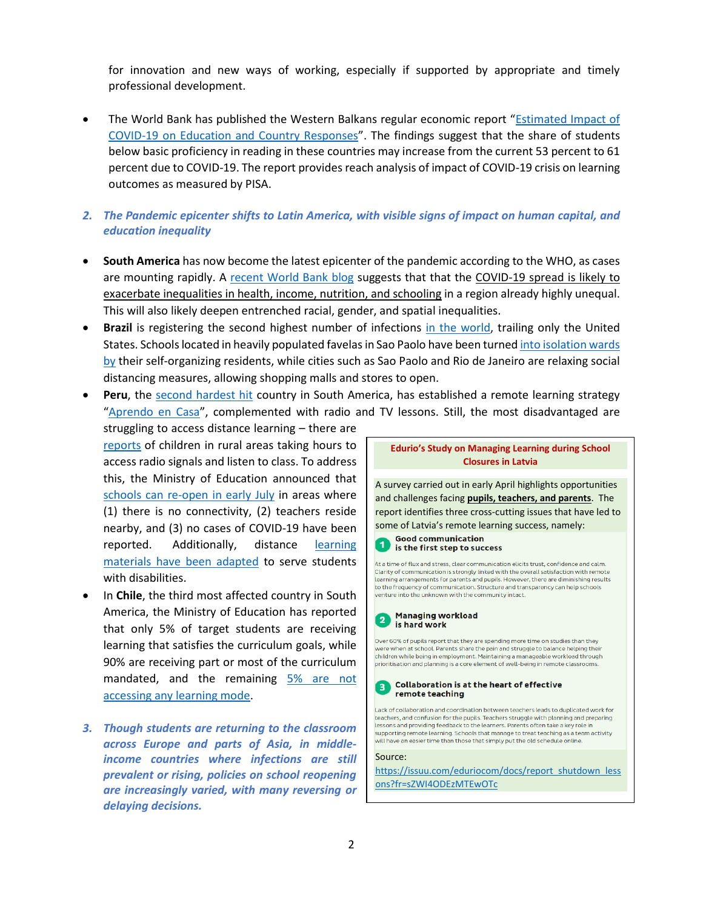for innovation and new ways of working, especially if supported by appropriate and timely professional development.

- The World Bank has published the Western Balkans regular economic report "Estimated Impact of COVID-19 on Education and Country Responses". The findings suggest that the share of students below basic proficiency in reading in these countries may increase from the current 53 percent to 61 percent due to COVID-19. The report provides reach analysis of impact of COVID-19 crisis on learning outcomes as measured by PISA.

### 2. *The Pandemic epicenter shifts to Latin America, with visible signs of impact on human capital, and education inequality*

- **South America** has now become the latest epicenter of the pandemic according to the WHO, as cases are mounting rapidly. A recent World Bank blog suggests that that the COVID-19 spread is likely to exacerbate inequalities in health, income, nutrition, and schooling in a region already highly unequal. This will also likely deepen entrenched racial, gender, and spatial inequalities.
- **Brazil** is registering the second highest number of infections in the world, trailing only the United States. Schools located in heavily populated favelas in Sao Paolo have been turned into isolation wards by their self-organizing residents, while cities such as Sao Paolo and Rio de Janeiro are relaxing social distancing measures, allowing shopping malls and stores to open.
- **Peru**, the second hardest hit country in South America, has established a remote learning strategy "Aprendo en Casa", complemented with radio and TV lessons. Still, the most disadvantaged are struggling to access distance learning – there are reports of children in rural areas taking hours to access radio signals and listen to class. To address this, the Ministry of Education announced that schools can re-open in early July in areas where (1) there is no connectivity, (2) teachers reside nearby, and (3) no cases of COVID-19 have been reported. Additionally, distance learning materials have been adapted to serve students with disabilities.
- In **Chile**, the third most affected country in South America, the Ministry of Education has reported that only 5% of target students are receiving learning that satisfies the curriculum goals, while 90% are receiving part or most of the curriculum mandated, and the remaining 5% are not accessing any learning mode.

### 3. *Though students are returning to the classroom across Europe and parts of Asia, in middle-income countries where infections are still prevalent or rising, policies on school reopening are increasingly varied, with many reversing or delaying decisions.*

---

**Edurio's Study on Managing Learning during School Closures in Latvia**

A survey carried out in early April highlights opportunities and challenges facing **pupils, teachers, and parents**. The report identifies three cross-cutting issues that have led to some of Latvia's remote learning success, namely:

**1. Good communication is the first step to success**

At a time of flux and stress, clear communication elicits trust, confidence and calm. Clarity of communication is strongly linked with the overall satisfaction with remote learning arrangements for parents and pupils. However, there are diminishing results to the frequency of communication. Structure and transparency can help schools venture into the unknown with the community intact.

**2. Managing workload is hard work**

Over 60% of pupils report that they are spending more time on studies than they were when at school. Parents share the pain and struggle to balance helping their children while being in employment. Maintaining a manageable workload through prioritisation and planning is a core element of well-being in remote classrooms.

**3. Collaboration is at the heart of effective remote teaching**

Lack of collaboration and coordination between teachers leads to duplicated work for teachers, and confusion for the pupils. Teachers struggle with planning and preparing lessons and providing feedback to the learners. Parents often take a key role in supporting remote learning. Schools that manage to treat teaching as a team activity will have an easier time than those that simply put the old schedule online.

Source: https://issuu.com/eduriocom/docs/report_shutdown_lessons?fr=sZWI4ODEzMTEwOTc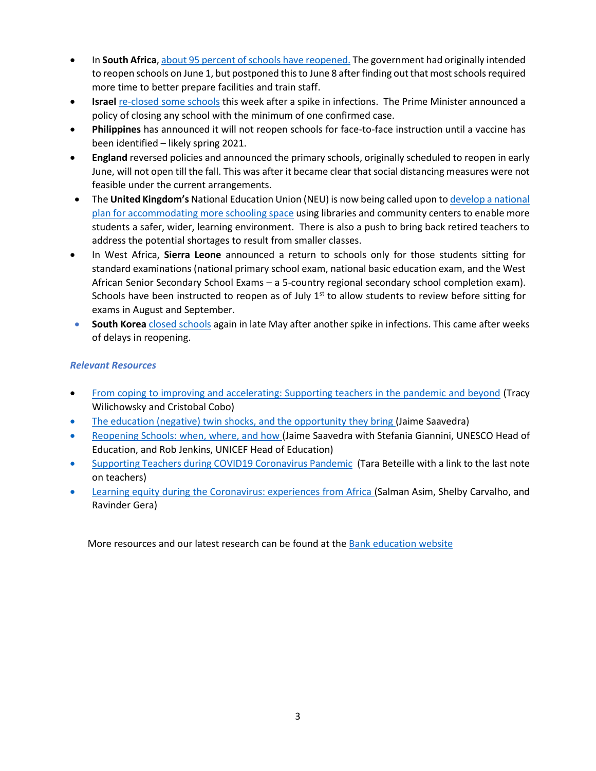- In **South Africa**, about 95 percent of schools have reopened. The government had originally intended to reopen schools on June 1, but postponed this to June 8 after finding out that most schools required more time to better prepare facilities and train staff.
- **Israel** re-closed some schools this week after a spike in infections. The Prime Minister announced a policy of closing any school with the minimum of one confirmed case.
- **Philippines** has announced it will not reopen schools for face-to-face instruction until a vaccine has been identified – likely spring 2021.
- **England** reversed policies and announced the primary schools, originally scheduled to reopen in early June, will not open till the fall. This was after it became clear that social distancing measures were not feasible under the current arrangements.
- The **United Kingdom's** National Education Union (NEU) is now being called upon to develop a national plan for accommodating more schooling space using libraries and community centers to enable more students a safer, wider, learning environment. There is also a push to bring back retired teachers to address the potential shortages to result from smaller classes.
- In West Africa, **Sierra Leone** announced a return to schools only for those students sitting for standard examinations (national primary school exam, national basic education exam, and the West African Senior Secondary School Exams – a 5-country regional secondary school completion exam). Schools have been instructed to reopen as of July 1st to allow students to review before sitting for exams in August and September.
- **South Korea** closed schools again in late May after another spike in infections. This came after weeks of delays in reopening.

***Relevant Resources***

- From coping to improving and accelerating: Supporting teachers in the pandemic and beyond (Tracy Wilichowsky and Cristobal Cobo)
- The education (negative) twin shocks, and the opportunity they bring (Jaime Saavedra)
- Reopening Schools: when, where, and how (Jaime Saavedra with Stefania Giannini, UNESCO Head of Education, and Rob Jenkins, UNICEF Head of Education)
- Supporting Teachers during COVID19 Coronavirus Pandemic (Tara Beteille with a link to the last note on teachers)
- Learning equity during the Coronavirus: experiences from Africa (Salman Asim, Shelby Carvalho, and Ravinder Gera)

More resources and our latest research can be found at the Bank education website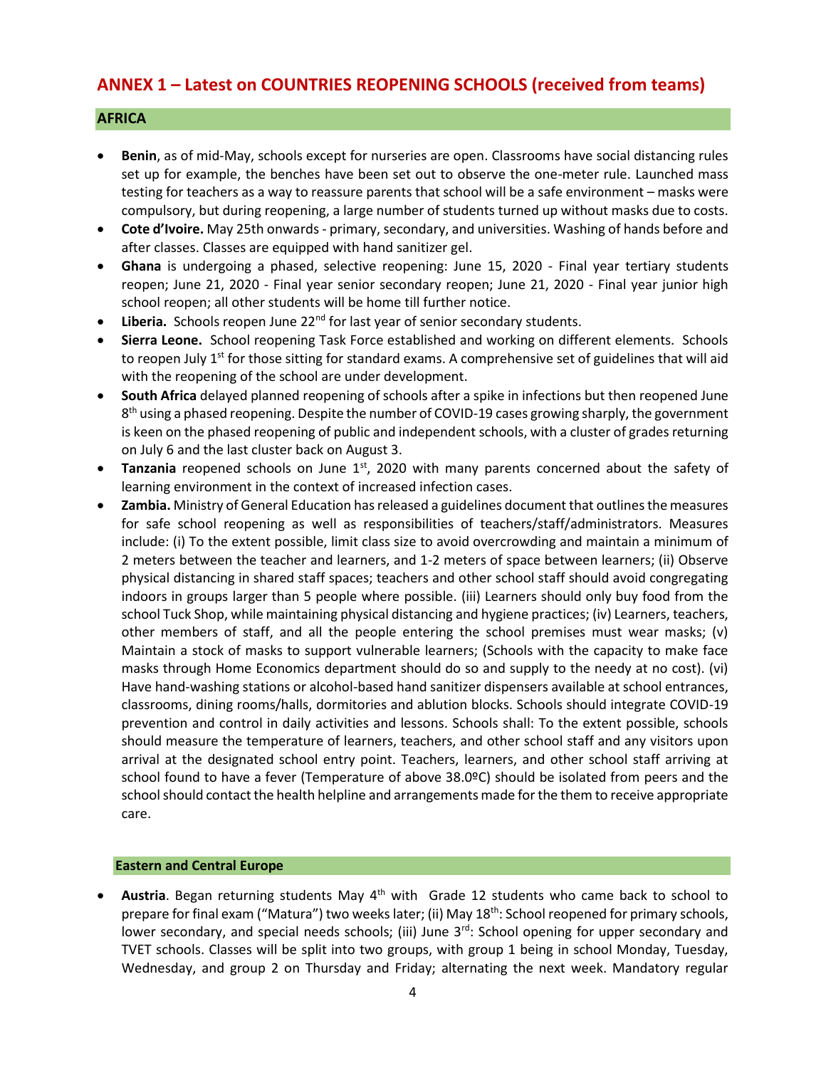# ANNEX 1 – Latest on COUNTRIES REOPENING SCHOOLS (received from teams)

## AFRICA

- **Benin**, as of mid-May, schools except for nurseries are open. Classrooms have social distancing rules set up for example, the benches have been set out to observe the one-meter rule. Launched mass testing for teachers as a way to reassure parents that school will be a safe environment – masks were compulsory, but during reopening, a large number of students turned up without masks due to costs.
- **Cote d'Ivoire.** May 25th onwards - primary, secondary, and universities. Washing of hands before and after classes. Classes are equipped with hand sanitizer gel.
- **Ghana** is undergoing a phased, selective reopening: June 15, 2020 - Final year tertiary students reopen; June 21, 2020 - Final year senior secondary reopen; June 21, 2020 - Final year junior high school reopen; all other students will be home till further notice.
- **Liberia.** Schools reopen June 22nd for last year of senior secondary students.
- **Sierra Leone.** School reopening Task Force established and working on different elements. Schools to reopen July 1st for those sitting for standard exams. A comprehensive set of guidelines that will aid with the reopening of the school are under development.
- **South Africa** delayed planned reopening of schools after a spike in infections but then reopened June 8th using a phased reopening. Despite the number of COVID-19 cases growing sharply, the government is keen on the phased reopening of public and independent schools, with a cluster of grades returning on July 6 and the last cluster back on August 3.
- **Tanzania** reopened schools on June 1st, 2020 with many parents concerned about the safety of learning environment in the context of increased infection cases.
- **Zambia.** Ministry of General Education has released a guidelines document that outlines the measures for safe school reopening as well as responsibilities of teachers/staff/administrators. Measures include: (i) To the extent possible, limit class size to avoid overcrowding and maintain a minimum of 2 meters between the teacher and learners, and 1-2 meters of space between learners; (ii) Observe physical distancing in shared staff spaces; teachers and other school staff should avoid congregating indoors in groups larger than 5 people where possible. (iii) Learners should only buy food from the school Tuck Shop, while maintaining physical distancing and hygiene practices; (iv) Learners, teachers, other members of staff, and all the people entering the school premises must wear masks; (v) Maintain a stock of masks to support vulnerable learners; (Schools with the capacity to make face masks through Home Economics department should do so and supply to the needy at no cost). (vi) Have hand-washing stations or alcohol-based hand sanitizer dispensers available at school entrances, classrooms, dining rooms/halls, dormitories and ablution blocks. Schools should integrate COVID-19 prevention and control in daily activities and lessons. Schools shall: To the extent possible, schools should measure the temperature of learners, teachers, and other school staff and any visitors upon arrival at the designated school entry point. Teachers, learners, and other school staff arriving at school found to have a fever (Temperature of above 38.0ºC) should be isolated from peers and the school should contact the health helpline and arrangements made for the them to receive appropriate care.

## Eastern and Central Europe

- **Austria**. Began returning students May 4th with Grade 12 students who came back to school to prepare for final exam ("Matura") two weeks later; (ii) May 18th: School reopened for primary schools, lower secondary, and special needs schools; (iii) June 3rd: School opening for upper secondary and TVET schools. Classes will be split into two groups, with group 1 being in school Monday, Tuesday, Wednesday, and group 2 on Thursday and Friday; alternating the next week. Mandatory regular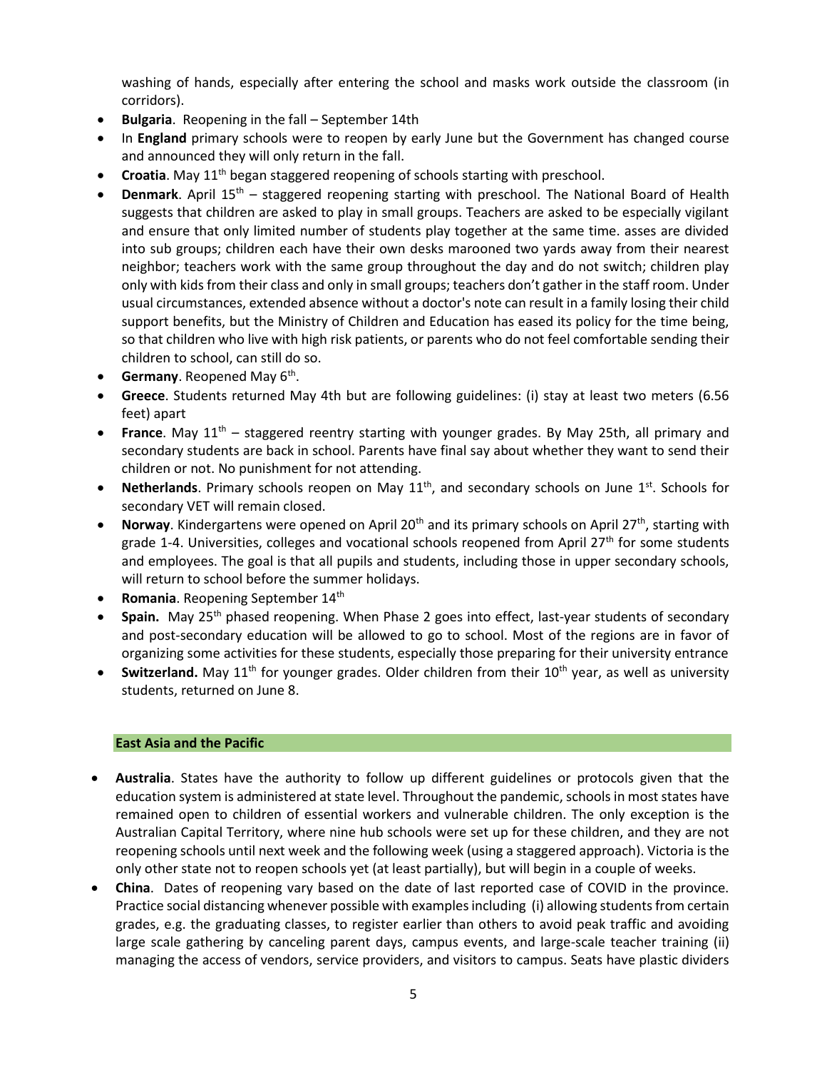washing of hands, especially after entering the school and masks work outside the classroom (in corridors).

- **Bulgaria**. Reopening in the fall – September 14th
- In **England** primary schools were to reopen by early June but the Government has changed course and announced they will only return in the fall.
- **Croatia**. May 11th began staggered reopening of schools starting with preschool.
- **Denmark**. April 15th – staggered reopening starting with preschool. The National Board of Health suggests that children are asked to play in small groups. Teachers are asked to be especially vigilant and ensure that only limited number of students play together at the same time. asses are divided into sub groups; children each have their own desks marooned two yards away from their nearest neighbor; teachers work with the same group throughout the day and do not switch; children play only with kids from their class and only in small groups; teachers don't gather in the staff room. Under usual circumstances, extended absence without a doctor's note can result in a family losing their child support benefits, but the Ministry of Children and Education has eased its policy for the time being, so that children who live with high risk patients, or parents who do not feel comfortable sending their children to school, can still do so.
- **Germany**. Reopened May 6th.
- **Greece**. Students returned May 4th but are following guidelines: (i) stay at least two meters (6.56 feet) apart
- **France**. May 11th – staggered reentry starting with younger grades. By May 25th, all primary and secondary students are back in school. Parents have final say about whether they want to send their children or not. No punishment for not attending.
- **Netherlands**. Primary schools reopen on May 11th, and secondary schools on June 1st. Schools for secondary VET will remain closed.
- **Norway**. Kindergartens were opened on April 20th and its primary schools on April 27th, starting with grade 1-4. Universities, colleges and vocational schools reopened from April 27th for some students and employees. The goal is that all pupils and students, including those in upper secondary schools, will return to school before the summer holidays.
- **Romania**. Reopening September 14th
- **Spain.** May 25th phased reopening. When Phase 2 goes into effect, last-year students of secondary and post-secondary education will be allowed to go to school. Most of the regions are in favor of organizing some activities for these students, especially those preparing for their university entrance
- **Switzerland.** May 11th for younger grades. Older children from their 10th year, as well as university students, returned on June 8.

### East Asia and the Pacific

- **Australia**. States have the authority to follow up different guidelines or protocols given that the education system is administered at state level. Throughout the pandemic, schools in most states have remained open to children of essential workers and vulnerable children. The only exception is the Australian Capital Territory, where nine hub schools were set up for these children, and they are not reopening schools until next week and the following week (using a staggered approach). Victoria is the only other state not to reopen schools yet (at least partially), but will begin in a couple of weeks.
- **China**. Dates of reopening vary based on the date of last reported case of COVID in the province. Practice social distancing whenever possible with examples including (i) allowing students from certain grades, e.g. the graduating classes, to register earlier than others to avoid peak traffic and avoiding large scale gathering by canceling parent days, campus events, and large-scale teacher training (ii) managing the access of vendors, service providers, and visitors to campus. Seats have plastic dividers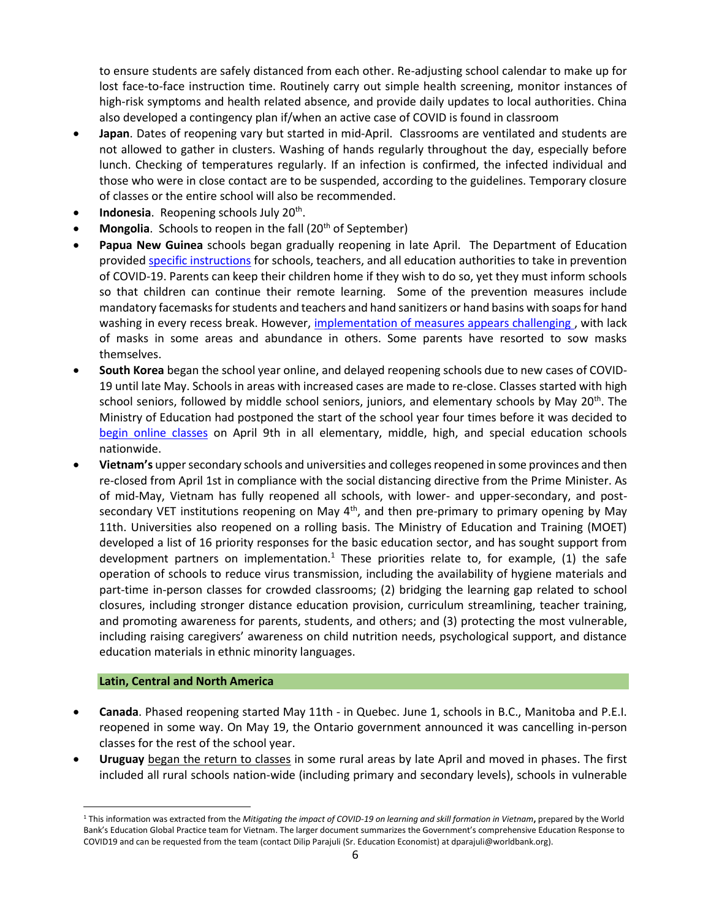to ensure students are safely distanced from each other. Re-adjusting school calendar to make up for lost face-to-face instruction time. Routinely carry out simple health screening, monitor instances of high-risk symptoms and health related absence, and provide daily updates to local authorities. China also developed a contingency plan if/when an active case of COVID is found in classroom

- **Japan**. Dates of reopening vary but started in mid-April. Classrooms are ventilated and students are not allowed to gather in clusters. Washing of hands regularly throughout the day, especially before lunch. Checking of temperatures regularly. If an infection is confirmed, the infected individual and those who were in close contact are to be suspended, according to the guidelines. Temporary closure of classes or the entire school will also be recommended.
- **Indonesia**. Reopening schools July 20th.
- **Mongolia**. Schools to reopen in the fall (20th of September)
- **Papua New Guinea** schools began gradually reopening in late April. The Department of Education provided specific instructions for schools, teachers, and all education authorities to take in prevention of COVID-19. Parents can keep their children home if they wish to do so, yet they must inform schools so that children can continue their remote learning. Some of the prevention measures include mandatory facemasks for students and teachers and hand sanitizers or hand basins with soaps for hand washing in every recess break. However, implementation of measures appears challenging , with lack of masks in some areas and abundance in others. Some parents have resorted to sow masks themselves.
- **South Korea** began the school year online, and delayed reopening schools due to new cases of COVID-19 until late May. Schools in areas with increased cases are made to re-close. Classes started with high school seniors, followed by middle school seniors, juniors, and elementary schools by May 20th. The Ministry of Education had postponed the start of the school year four times before it was decided to begin online classes on April 9th in all elementary, middle, high, and special education schools nationwide.
- **Vietnam's** upper secondary schools and universities and colleges reopened in some provinces and then re-closed from April 1st in compliance with the social distancing directive from the Prime Minister. As of mid-May, Vietnam has fully reopened all schools, with lower- and upper-secondary, and post-secondary VET institutions reopening on May 4th, and then pre-primary to primary opening by May 11th. Universities also reopened on a rolling basis. The Ministry of Education and Training (MOET) developed a list of 16 priority responses for the basic education sector, and has sought support from development partners on implementation.[1] These priorities relate to, for example, (1) the safe operation of schools to reduce virus transmission, including the availability of hygiene materials and part-time in-person classes for crowded classrooms; (2) bridging the learning gap related to school closures, including stronger distance education provision, curriculum streamlining, teacher training, and promoting awareness for parents, students, and others; and (3) protecting the most vulnerable, including raising caregivers' awareness on child nutrition needs, psychological support, and distance education materials in ethnic minority languages.

### Latin, Central and North America

- **Canada**. Phased reopening started May 11th - in Quebec. June 1, schools in B.C., Manitoba and P.E.I. reopened in some way. On May 19, the Ontario government announced it was cancelling in-person classes for the rest of the school year.
- **Uruguay** began the return to classes in some rural areas by late April and moved in phases. The first included all rural schools nation-wide (including primary and secondary levels), schools in vulnerable

[1] This information was extracted from the *Mitigating the impact of COVID-19 on learning and skill formation in Vietnam*, prepared by the World Bank's Education Global Practice team for Vietnam. The larger document summarizes the Government's comprehensive Education Response to COVID19 and can be requested from the team (contact Dilip Parajuli (Sr. Education Economist) at dparajuli@worldbank.org).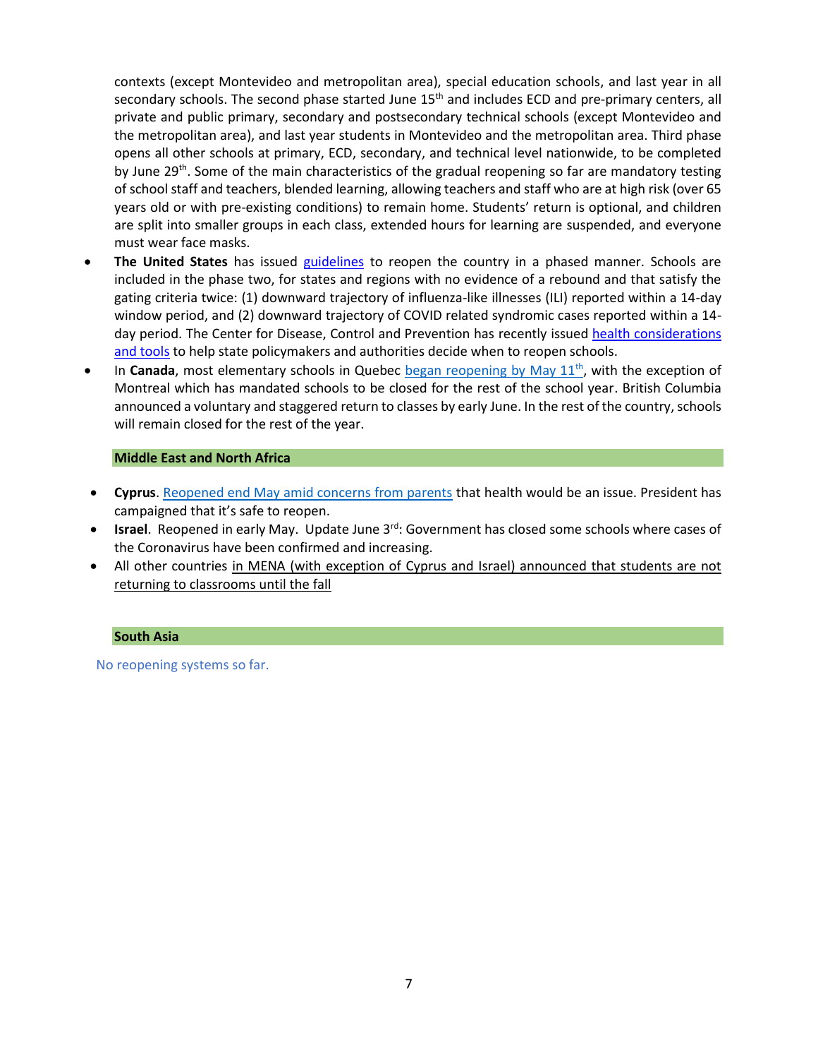contexts (except Montevideo and metropolitan area), special education schools, and last year in all secondary schools. The second phase started June 15th and includes ECD and pre-primary centers, all private and public primary, secondary and postsecondary technical schools (except Montevideo and the metropolitan area), and last year students in Montevideo and the metropolitan area. Third phase opens all other schools at primary, ECD, secondary, and technical level nationwide, to be completed by June 29th. Some of the main characteristics of the gradual reopening so far are mandatory testing of school staff and teachers, blended learning, allowing teachers and staff who are at high risk (over 65 years old or with pre-existing conditions) to remain home. Students' return is optional, and children are split into smaller groups in each class, extended hours for learning are suspended, and everyone must wear face masks.

- **The United States** has issued guidelines to reopen the country in a phased manner. Schools are included in the phase two, for states and regions with no evidence of a rebound and that satisfy the gating criteria twice: (1) downward trajectory of influenza-like illnesses (ILI) reported within a 14-day window period, and (2) downward trajectory of COVID related syndromic cases reported within a 14-day period. The Center for Disease, Control and Prevention has recently issued health considerations and tools to help state policymakers and authorities decide when to reopen schools.
- In **Canada**, most elementary schools in Quebec began reopening by May 11th, with the exception of Montreal which has mandated schools to be closed for the rest of the school year. British Columbia announced a voluntary and staggered return to classes by early June. In the rest of the country, schools will remain closed for the rest of the year.

### Middle East and North Africa

- **Cyprus**. Reopened end May amid concerns from parents that health would be an issue. President has campaigned that it's safe to reopen.
- **Israel**. Reopened in early May. Update June 3rd: Government has closed some schools where cases of the Coronavirus have been confirmed and increasing.
- All other countries in MENA (with exception of Cyprus and Israel) announced that students are not returning to classrooms until the fall

### South Asia

No reopening systems so far.